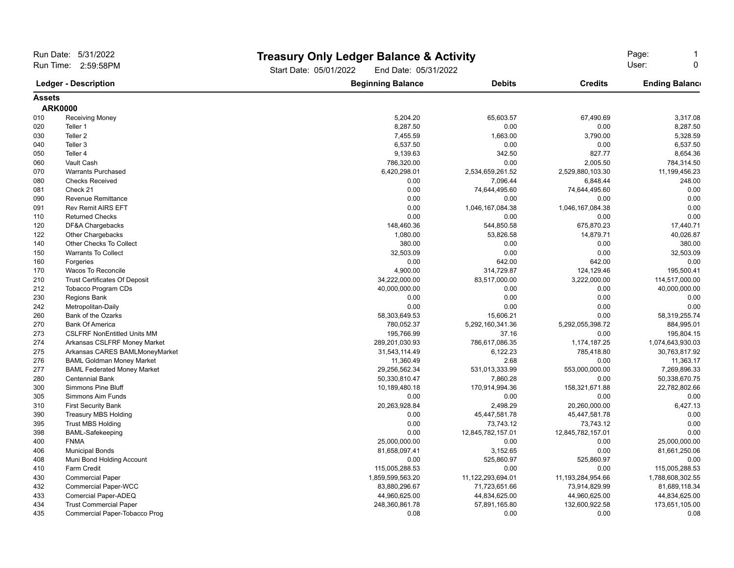# Treasury Only Ledger Balance & Activity

Run Date: 5/31/2022
Run Time: 2:59:58PM

Start Date: 05/01/2022 End Date: 05/31/2022

User: 0

| Ledger - Description | | Beginning Balance | Debits | Credits | Ending Balance |
|---|---|---|---|---|---|
| **Assets** | | | | | |
| **ARK0000** | | | | | |
| 010 | Receiving Money | 5,204.20 | 65,603.57 | 67,490.69 | 3,317.08 |
| 020 | Teller 1 | 8,287.50 | 0.00 | 0.00 | 8,287.50 |
| 030 | Teller 2 | 7,455.59 | 1,663.00 | 3,790.00 | 5,328.59 |
| 040 | Teller 3 | 6,537.50 | 0.00 | 0.00 | 6,537.50 |
| 050 | Teller 4 | 9,139.63 | 342.50 | 827.77 | 8,654.36 |
| 060 | Vault Cash | 786,320.00 | 0.00 | 2,005.50 | 784,314.50 |
| 070 | Warrants Purchased | 6,420,298.01 | 2,534,659,261.52 | 2,529,880,103.30 | 11,199,456.23 |
| 080 | Checks Received | 0.00 | 7,096.44 | 6,848.44 | 248.00 |
| 081 | Check 21 | 0.00 | 74,644,495.60 | 74,644,495.60 | 0.00 |
| 090 | Revenue Remittance | 0.00 | 0.00 | 0.00 | 0.00 |
| 091 | Rev Remit AIRS EFT | 0.00 | 1,046,167,084.38 | 1,046,167,084.38 | 0.00 |
| 110 | Returned Checks | 0.00 | 0.00 | 0.00 | 0.00 |
| 120 | DF&A Chargebacks | 148,460.36 | 544,850.58 | 675,870.23 | 17,440.71 |
| 122 | Other Chargebacks | 1,080.00 | 53,826.58 | 14,879.71 | 40,026.87 |
| 140 | Other Checks To Collect | 380.00 | 0.00 | 0.00 | 380.00 |
| 150 | Warrants To Collect | 32,503.09 | 0.00 | 0.00 | 32,503.09 |
| 160 | Forgeries | 0.00 | 642.00 | 642.00 | 0.00 |
| 170 | Wacos To Reconcile | 4,900.00 | 314,729.87 | 124,129.46 | 195,500.41 |
| 210 | Trust Certificates Of Deposit | 34,222,000.00 | 83,517,000.00 | 3,222,000.00 | 114,517,000.00 |
| 212 | Tobacco Program CDs | 40,000,000.00 | 0.00 | 0.00 | 40,000,000.00 |
| 230 | Regions Bank | 0.00 | 0.00 | 0.00 | 0.00 |
| 242 | Metropolitan-Daily | 0.00 | 0.00 | 0.00 | 0.00 |
| 260 | Bank of the Ozarks | 58,303,649.53 | 15,606.21 | 0.00 | 58,319,255.74 |
| 270 | Bank Of America | 780,052.37 | 5,292,160,341.36 | 5,292,055,398.72 | 884,995.01 |
| 273 | CSLFRF NonEntitled Units MM | 195,766.99 | 37.16 | 0.00 | 195,804.15 |
| 274 | Arkansas CSLFRF Money Market | 289,201,030.93 | 786,617,086.35 | 1,174,187.25 | 1,074,643,930.03 |
| 275 | Arkansas CARES BAMLMoneyMarket | 31,543,114.49 | 6,122.23 | 785,418.80 | 30,763,817.92 |
| 276 | BAML Goldman Money Market | 11,360.49 | 2.68 | 0.00 | 11,363.17 |
| 277 | BAML Federated Money Market | 29,256,562.34 | 531,013,333.99 | 553,000,000.00 | 7,269,896.33 |
| 280 | Centennial Bank | 50,330,810.47 | 7,860.28 | 0.00 | 50,338,670.75 |
| 300 | Simmons Pine Bluff | 10,189,480.18 | 170,914,994.36 | 158,321,671.88 | 22,782,802.66 |
| 305 | Simmons Aim Funds | 0.00 | 0.00 | 0.00 | 0.00 |
| 310 | First Security Bank | 20,263,928.84 | 2,498.29 | 20,260,000.00 | 6,427.13 |
| 390 | Treasury MBS Holding | 0.00 | 45,447,581.78 | 45,447,581.78 | 0.00 |
| 395 | Trust MBS Holding | 0.00 | 73,743.12 | 73,743.12 | 0.00 |
| 398 | BAML-Safekeeping | 0.00 | 12,845,782,157.01 | 12,845,782,157.01 | 0.00 |
| 400 | FNMA | 25,000,000.00 | 0.00 | 0.00 | 25,000,000.00 |
| 406 | Municipal Bonds | 81,658,097.41 | 3,152.65 | 0.00 | 81,661,250.06 |
| 408 | Muni Bond Holding Account | 0.00 | 525,860.97 | 525,860.97 | 0.00 |
| 410 | Farm Credit | 115,005,288.53 | 0.00 | 0.00 | 115,005,288.53 |
| 430 | Commercial Paper | 1,859,599,563.20 | 11,122,293,694.01 | 11,193,284,954.66 | 1,788,608,302.55 |
| 432 | Commercial Paper-WCC | 83,880,296.67 | 71,723,651.66 | 73,914,829.99 | 81,689,118.34 |
| 433 | Comercial Paper-ADEQ | 44,960,625.00 | 44,834,625.00 | 44,960,625.00 | 44,834,625.00 |
| 434 | Trust Commercial Paper | 248,360,861.78 | 57,891,165.80 | 132,600,922.58 | 173,651,105.00 |
| 435 | Commercial Paper-Tobacco Prog | 0.08 | 0.00 | 0.00 | 0.08 |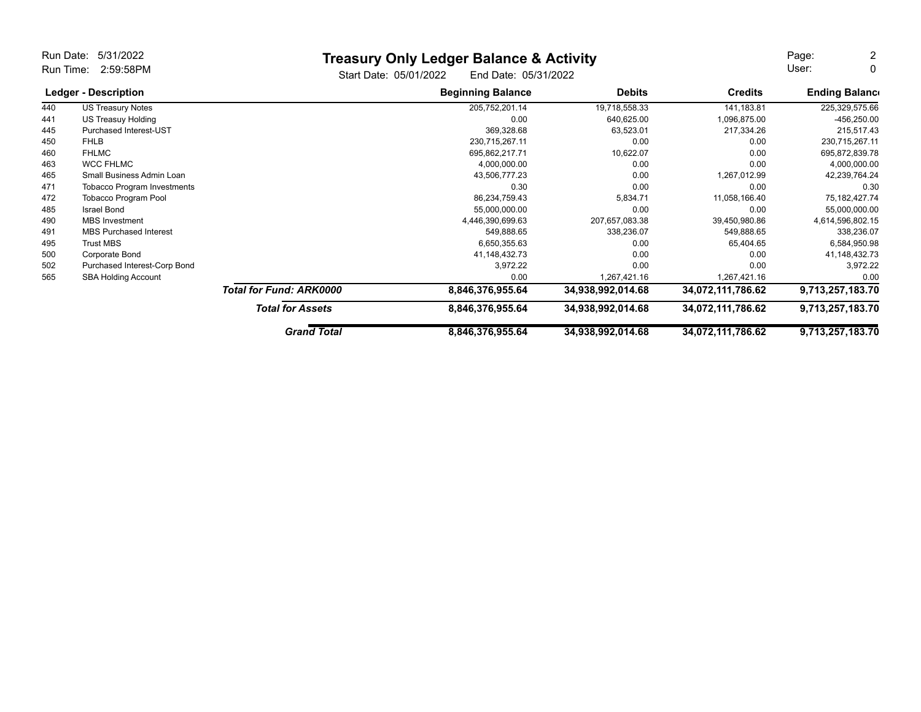Run Date: 5/31/2022
Run Time: 2:59:58PM

# Treasury Only Ledger Balance & Activity

Start Date: 05/01/2022 End Date: 05/31/2022

User: 0

| Ledger | Description | | Beginning Balance | Debits | Credits | Ending Balance |
|---|---|---|---|---|---|---|
| 440 | US Treasury Notes | | 205,752,201.14 | 19,718,558.33 | 141,183.81 | 225,329,575.66 |
| 441 | US Treasuy Holding | | 0.00 | 640,625.00 | 1,096,875.00 | -456,250.00 |
| 445 | Purchased Interest-UST | | 369,328.68 | 63,523.01 | 217,334.26 | 215,517.43 |
| 450 | FHLB | | 230,715,267.11 | 0.00 | 0.00 | 230,715,267.11 |
| 460 | FHLMC | | 695,862,217.71 | 10,622.07 | 0.00 | 695,872,839.78 |
| 463 | WCC FHLMC | | 4,000,000.00 | 0.00 | 0.00 | 4,000,000.00 |
| 465 | Small Business Admin Loan | | 43,506,777.23 | 0.00 | 1,267,012.99 | 42,239,764.24 |
| 471 | Tobacco Program Investments | | 0.30 | 0.00 | 0.00 | 0.30 |
| 472 | Tobacco Program Pool | | 86,234,759.43 | 5,834.71 | 11,058,166.40 | 75,182,427.74 |
| 485 | Israel Bond | | 55,000,000.00 | 0.00 | 0.00 | 55,000,000.00 |
| 490 | MBS Investment | | 4,446,390,699.63 | 207,657,083.38 | 39,450,980.86 | 4,614,596,802.15 |
| 491 | MBS Purchased Interest | | 549,888.65 | 338,236.07 | 549,888.65 | 338,236.07 |
| 495 | Trust MBS | | 6,650,355.63 | 0.00 | 65,404.65 | 6,584,950.98 |
| 500 | Corporate Bond | | 41,148,432.73 | 0.00 | 0.00 | 41,148,432.73 |
| 502 | Purchased Interest-Corp Bond | | 3,972.22 | 0.00 | 0.00 | 3,972.22 |
| 565 | SBA Holding Account | | 0.00 | 1,267,421.16 | 1,267,421.16 | 0.00 |
| | | ***Total for Fund: ARK0000*** | **8,846,376,955.64** | **34,938,992,014.68** | **34,072,111,786.62** | **9,713,257,183.70** |
| | | ***Total for Assets*** | **8,846,376,955.64** | **34,938,992,014.68** | **34,072,111,786.62** | **9,713,257,183.70** |
| | | ***Grand Total*** | **8,846,376,955.64** | **34,938,992,014.68** | **34,072,111,786.62** | **9,713,257,183.70** |